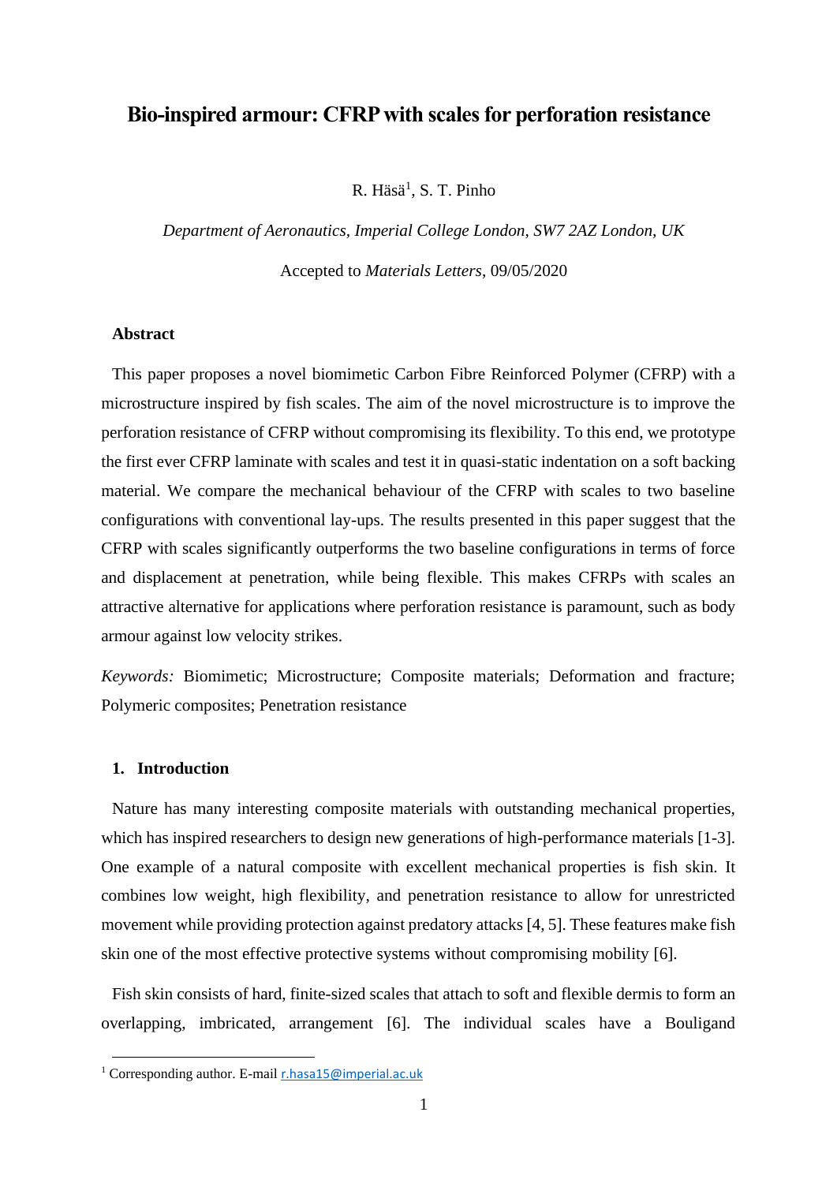# Bio-inspired armour: CFRP with scales for perforation resistance

R. Häsä[1], S. T. Pinho

*Department of Aeronautics, Imperial College London, SW7 2AZ London, UK*

Accepted to *Materials Letters*, 09/05/2020

## Abstract

This paper proposes a novel biomimetic Carbon Fibre Reinforced Polymer (CFRP) with a microstructure inspired by fish scales. The aim of the novel microstructure is to improve the perforation resistance of CFRP without compromising its flexibility. To this end, we prototype the first ever CFRP laminate with scales and test it in quasi-static indentation on a soft backing material. We compare the mechanical behaviour of the CFRP with scales to two baseline configurations with conventional lay-ups. The results presented in this paper suggest that the CFRP with scales significantly outperforms the two baseline configurations in terms of force and displacement at penetration, while being flexible. This makes CFRPs with scales an attractive alternative for applications where perforation resistance is paramount, such as body armour against low velocity strikes.

*Keywords:* Biomimetic; Microstructure; Composite materials; Deformation and fracture; Polymeric composites; Penetration resistance

## 1. Introduction

Nature has many interesting composite materials with outstanding mechanical properties, which has inspired researchers to design new generations of high-performance materials [1-3]. One example of a natural composite with excellent mechanical properties is fish skin. It combines low weight, high flexibility, and penetration resistance to allow for unrestricted movement while providing protection against predatory attacks [4, 5]. These features make fish skin one of the most effective protective systems without compromising mobility [6].

Fish skin consists of hard, finite-sized scales that attach to soft and flexible dermis to form an overlapping, imbricated, arrangement [6]. The individual scales have a Bouligand

[1] Corresponding author. E-mail r.hasa15@imperial.ac.uk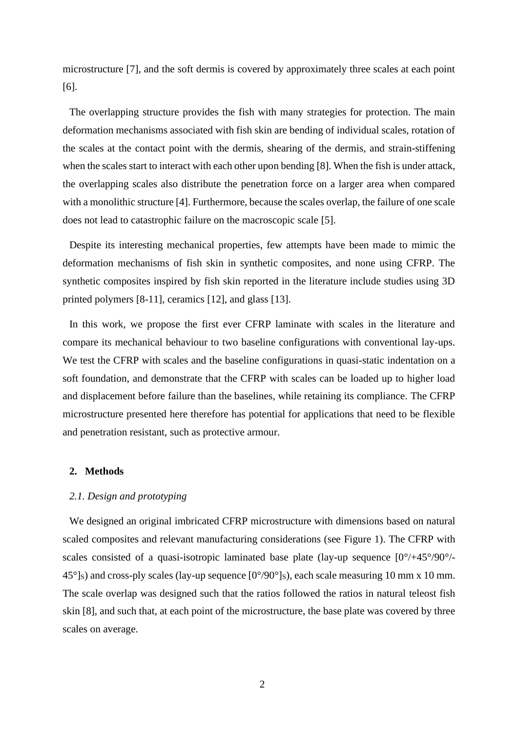microstructure [7], and the soft dermis is covered by approximately three scales at each point [6].

The overlapping structure provides the fish with many strategies for protection. The main deformation mechanisms associated with fish skin are bending of individual scales, rotation of the scales at the contact point with the dermis, shearing of the dermis, and strain-stiffening when the scales start to interact with each other upon bending [8]. When the fish is under attack, the overlapping scales also distribute the penetration force on a larger area when compared with a monolithic structure [4]. Furthermore, because the scales overlap, the failure of one scale does not lead to catastrophic failure on the macroscopic scale [5].

Despite its interesting mechanical properties, few attempts have been made to mimic the deformation mechanisms of fish skin in synthetic composites, and none using CFRP. The synthetic composites inspired by fish skin reported in the literature include studies using 3D printed polymers [8-11], ceramics [12], and glass [13].

In this work, we propose the first ever CFRP laminate with scales in the literature and compare its mechanical behaviour to two baseline configurations with conventional lay-ups. We test the CFRP with scales and the baseline configurations in quasi-static indentation on a soft foundation, and demonstrate that the CFRP with scales can be loaded up to higher load and displacement before failure than the baselines, while retaining its compliance. The CFRP microstructure presented here therefore has potential for applications that need to be flexible and penetration resistant, such as protective armour.

## 2. Methods

### *2.1. Design and prototyping*

We designed an original imbricated CFRP microstructure with dimensions based on natural scaled composites and relevant manufacturing considerations (see Figure 1). The CFRP with scales consisted of a quasi-isotropic laminated base plate (lay-up sequence $[0°/+45°/90°/-45°]_S$) and cross-ply scales (lay-up sequence $[0°/90°]_S$), each scale measuring 10 mm x 10 mm. The scale overlap was designed such that the ratios followed the ratios in natural teleost fish skin [8], and such that, at each point of the microstructure, the base plate was covered by three scales on average.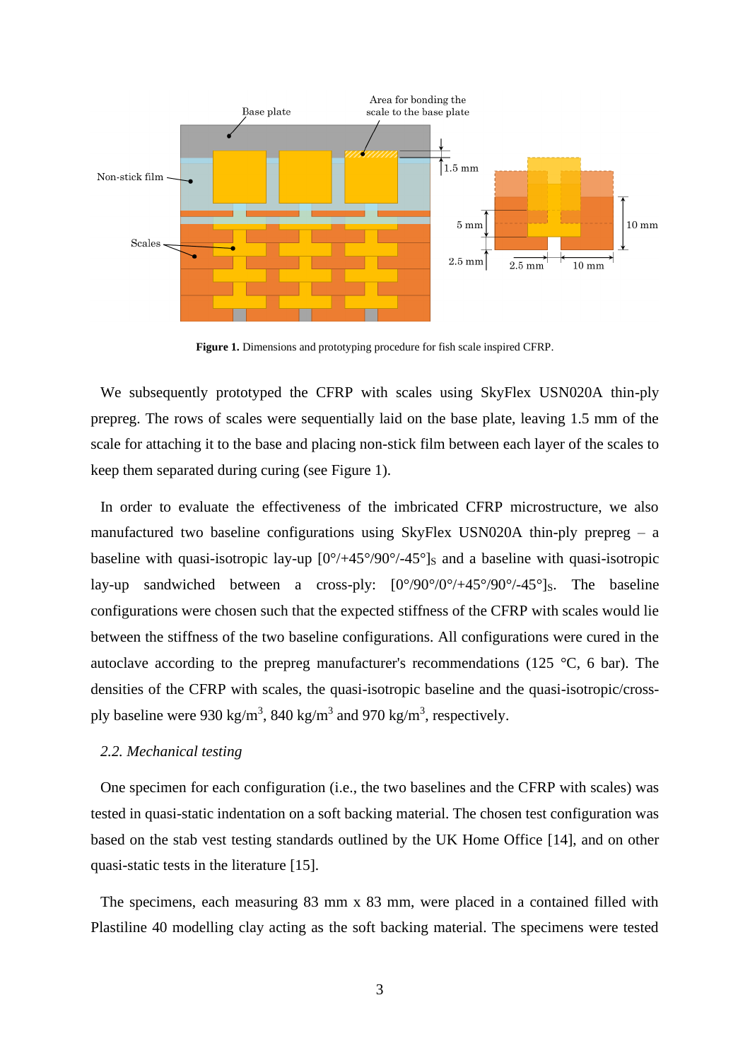**Figure 1.** Dimensions and prototyping procedure for fish scale inspired CFRP.

We subsequently prototyped the CFRP with scales using SkyFlex USN020A thin-ply prepreg. The rows of scales were sequentially laid on the base plate, leaving 1.5 mm of the scale for attaching it to the base and placing non-stick film between each layer of the scales to keep them separated during curing (see Figure 1).

In order to evaluate the effectiveness of the imbricated CFRP microstructure, we also manufactured two baseline configurations using SkyFlex USN020A thin-ply prepreg – a baseline with quasi-isotropic lay-up $[0°/+45°/90°/-45°]_S$ and a baseline with quasi-isotropic lay-up sandwiched between a cross-ply: $[0°/90°/0°/+45°/90°/-45°]_S$. The baseline configurations were chosen such that the expected stiffness of the CFRP with scales would lie between the stiffness of the two baseline configurations. All configurations were cured in the autoclave according to the prepreg manufacturer's recommendations (125 °C, 6 bar). The densities of the CFRP with scales, the quasi-isotropic baseline and the quasi-isotropic/cross-ply baseline were 930 kg/m$^3$, 840 kg/m$^3$ and 970 kg/m$^3$, respectively.

### *2.2. Mechanical testing*

One specimen for each configuration (i.e., the two baselines and the CFRP with scales) was tested in quasi-static indentation on a soft backing material. The chosen test configuration was based on the stab vest testing standards outlined by the UK Home Office [14], and on other quasi-static tests in the literature [15].

The specimens, each measuring 83 mm x 83 mm, were placed in a contained filled with Plastiline 40 modelling clay acting as the soft backing material. The specimens were tested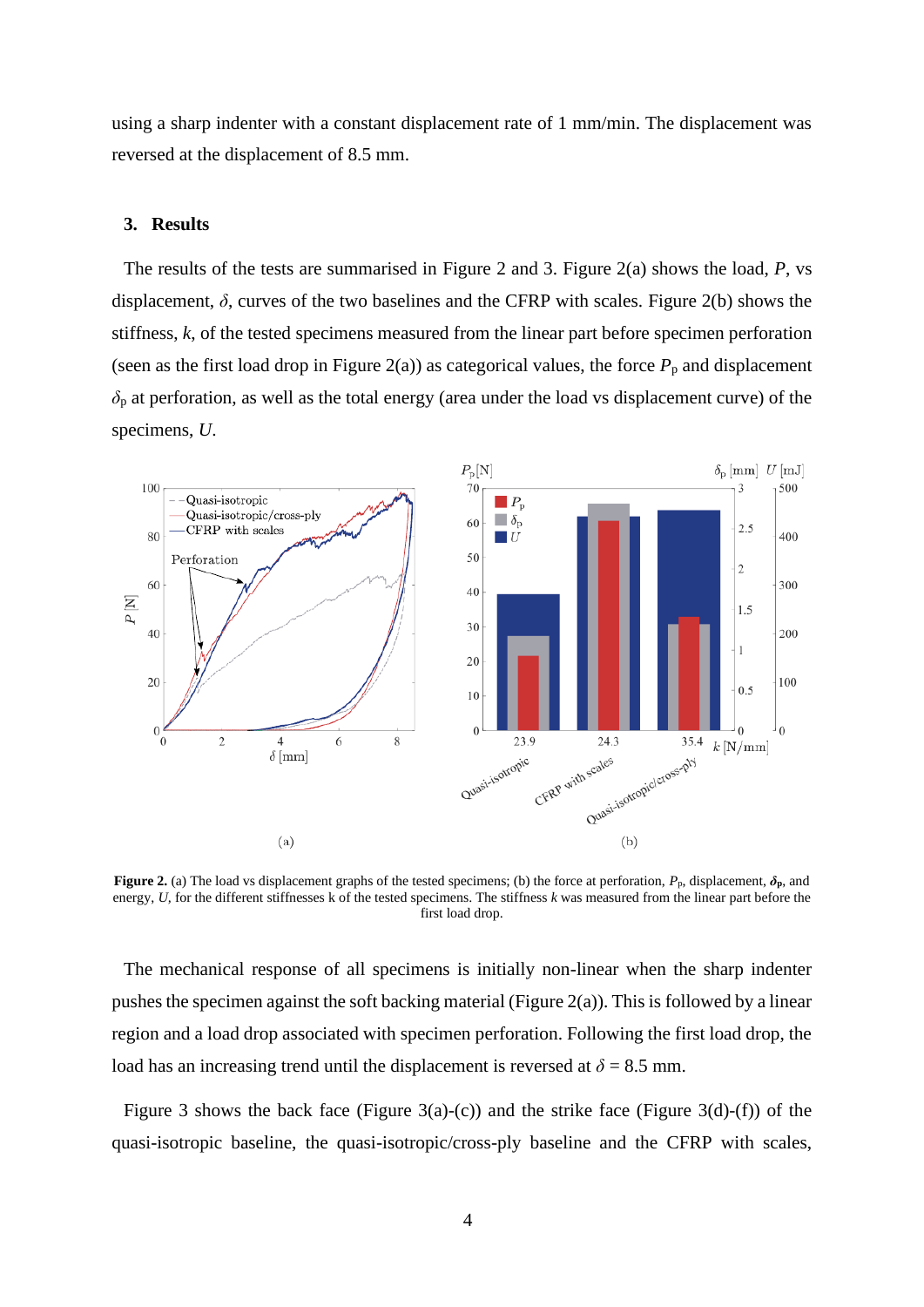using a sharp indenter with a constant displacement rate of 1 mm/min. The displacement was reversed at the displacement of 8.5 mm.

## 3. Results

The results of the tests are summarised in Figure 2 and 3. Figure 2(a) shows the load, $P$, vs displacement, $\delta$, curves of the two baselines and the CFRP with scales. Figure 2(b) shows the stiffness, $k$, of the tested specimens measured from the linear part before specimen perforation (seen as the first load drop in Figure 2(a)) as categorical values, the force $P_p$ and displacement $\delta_p$ at perforation, as well as the total energy (area under the load vs displacement curve) of the specimens, $U$.

**Figure 2.** (a) The load vs displacement graphs of the tested specimens; (b) the force at perforation, $P_p$, displacement, $\boldsymbol{\delta_p}$, and energy, $U$, for the different stiffnesses k of the tested specimens. The stiffness $k$ was measured from the linear part before the first load drop.

The mechanical response of all specimens is initially non-linear when the sharp indenter pushes the specimen against the soft backing material (Figure 2(a)). This is followed by a linear region and a load drop associated with specimen perforation. Following the first load drop, the load has an increasing trend until the displacement is reversed at $\delta$ = 8.5 mm.

Figure 3 shows the back face (Figure 3(a)-(c)) and the strike face (Figure 3(d)-(f)) of the quasi-isotropic baseline, the quasi-isotropic/cross-ply baseline and the CFRP with scales,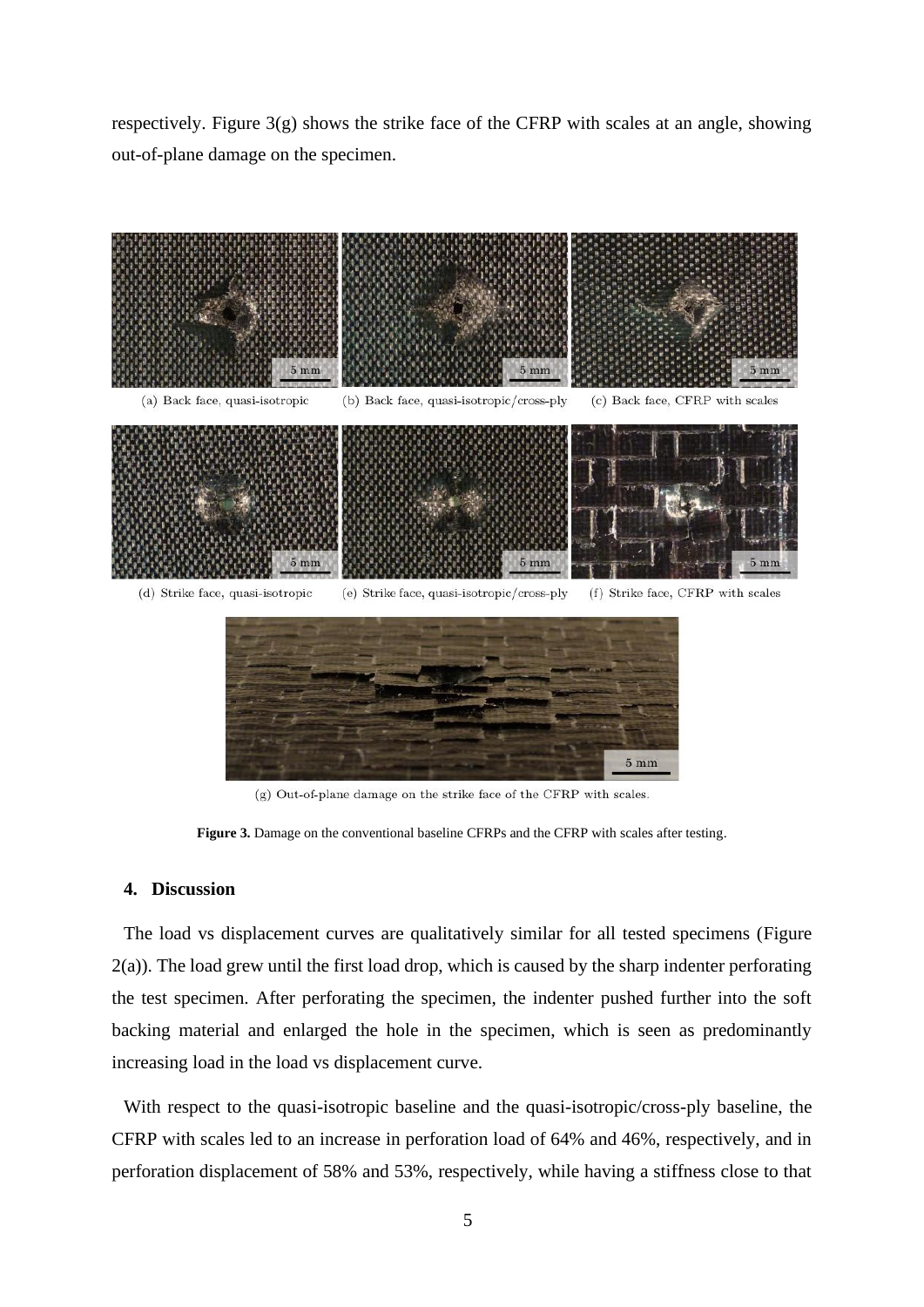respectively. Figure 3(g) shows the strike face of the CFRP with scales at an angle, showing out-of-plane damage on the specimen.

(a) Back face, quasi-isotropic

(b) Back face, quasi-isotropic/cross-ply

(c) Back face, CFRP with scales

(d) Strike face, quasi-isotropic

(e) Strike face, quasi-isotropic/cross-ply

(f) Strike face, CFRP with scales

(g) Out-of-plane damage on the strike face of the CFRP with scales.

**Figure 3.** Damage on the conventional baseline CFRPs and the CFRP with scales after testing.

## 4. Discussion

The load vs displacement curves are qualitatively similar for all tested specimens (Figure 2(a)). The load grew until the first load drop, which is caused by the sharp indenter perforating the test specimen. After perforating the specimen, the indenter pushed further into the soft backing material and enlarged the hole in the specimen, which is seen as predominantly increasing load in the load vs displacement curve.

With respect to the quasi-isotropic baseline and the quasi-isotropic/cross-ply baseline, the CFRP with scales led to an increase in perforation load of 64% and 46%, respectively, and in perforation displacement of 58% and 53%, respectively, while having a stiffness close to that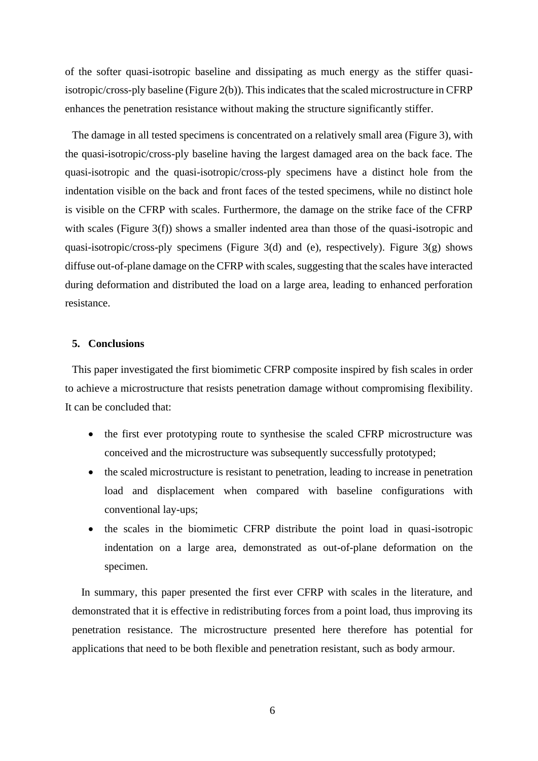of the softer quasi-isotropic baseline and dissipating as much energy as the stiffer quasi-isotropic/cross-ply baseline (Figure 2(b)). This indicates that the scaled microstructure in CFRP enhances the penetration resistance without making the structure significantly stiffer.

The damage in all tested specimens is concentrated on a relatively small area (Figure 3), with the quasi-isotropic/cross-ply baseline having the largest damaged area on the back face. The quasi-isotropic and the quasi-isotropic/cross-ply specimens have a distinct hole from the indentation visible on the back and front faces of the tested specimens, while no distinct hole is visible on the CFRP with scales. Furthermore, the damage on the strike face of the CFRP with scales (Figure 3(f)) shows a smaller indented area than those of the quasi-isotropic and quasi-isotropic/cross-ply specimens (Figure 3(d) and (e), respectively). Figure 3(g) shows diffuse out-of-plane damage on the CFRP with scales, suggesting that the scales have interacted during deformation and distributed the load on a large area, leading to enhanced perforation resistance.

## 5. Conclusions

This paper investigated the first biomimetic CFRP composite inspired by fish scales in order to achieve a microstructure that resists penetration damage without compromising flexibility. It can be concluded that:

- the first ever prototyping route to synthesise the scaled CFRP microstructure was conceived and the microstructure was subsequently successfully prototyped;
- the scaled microstructure is resistant to penetration, leading to increase in penetration load and displacement when compared with baseline configurations with conventional lay-ups;
- the scales in the biomimetic CFRP distribute the point load in quasi-isotropic indentation on a large area, demonstrated as out-of-plane deformation on the specimen.

In summary, this paper presented the first ever CFRP with scales in the literature, and demonstrated that it is effective in redistributing forces from a point load, thus improving its penetration resistance. The microstructure presented here therefore has potential for applications that need to be both flexible and penetration resistant, such as body armour.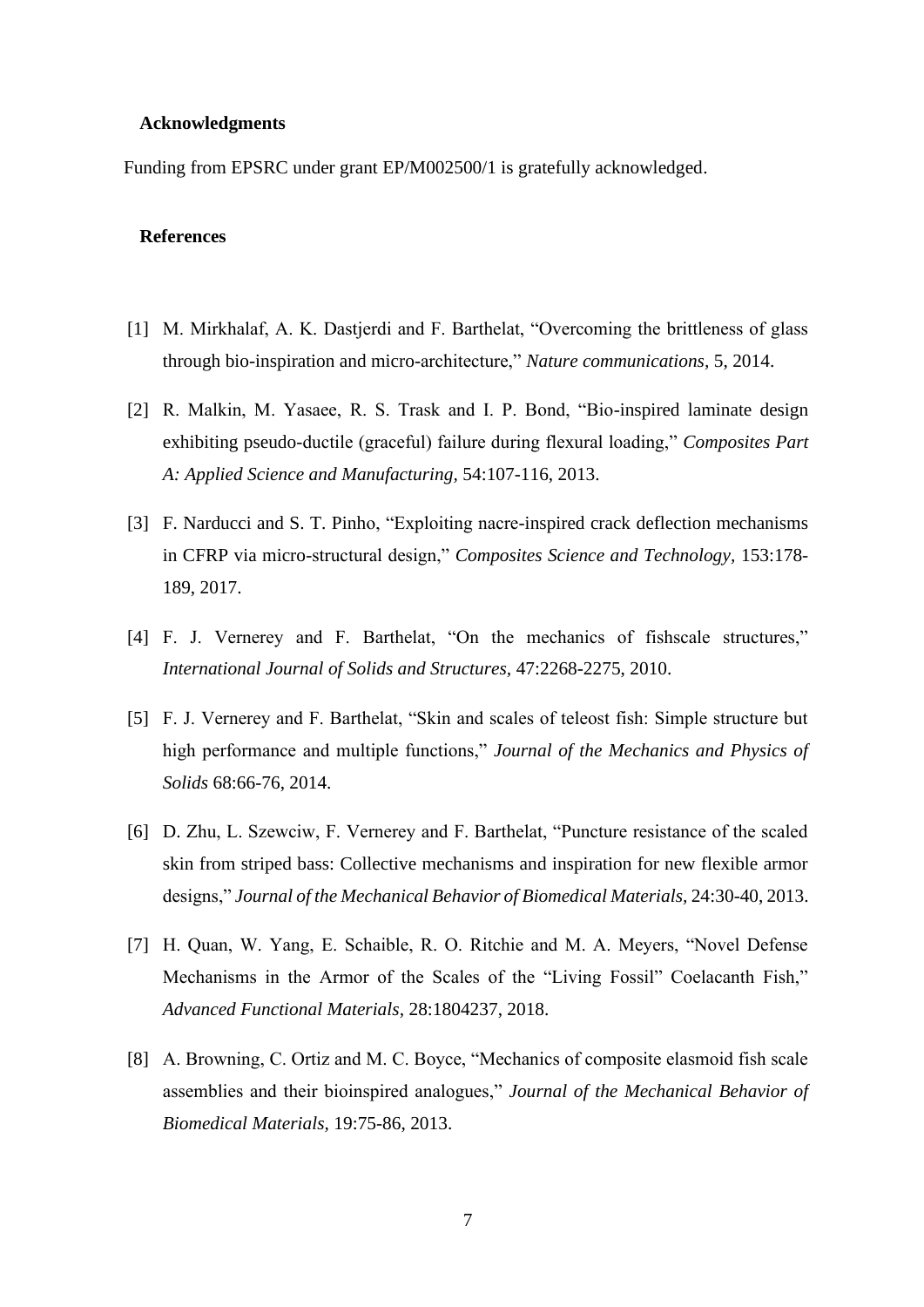## Acknowledgments

Funding from EPSRC under grant EP/M002500/1 is gratefully acknowledged.

## References

[1] M. Mirkhalaf, A. K. Dastjerdi and F. Barthelat, "Overcoming the brittleness of glass through bio-inspiration and micro-architecture," *Nature communications,* 5, 2014.

[2] R. Malkin, M. Yasaee, R. S. Trask and I. P. Bond, "Bio-inspired laminate design exhibiting pseudo-ductile (graceful) failure during flexural loading," *Composites Part A: Applied Science and Manufacturing,* 54:107-116, 2013.

[3] F. Narducci and S. T. Pinho, "Exploiting nacre-inspired crack deflection mechanisms in CFRP via micro-structural design," *Composites Science and Technology,* 153:178-189, 2017.

[4] F. J. Vernerey and F. Barthelat, "On the mechanics of fishscale structures," *International Journal of Solids and Structures,* 47:2268-2275, 2010.

[5] F. J. Vernerey and F. Barthelat, "Skin and scales of teleost fish: Simple structure but high performance and multiple functions," *Journal of the Mechanics and Physics of Solids* 68:66-76, 2014.

[6] D. Zhu, L. Szewciw, F. Vernerey and F. Barthelat, "Puncture resistance of the scaled skin from striped bass: Collective mechanisms and inspiration for new flexible armor designs," *Journal of the Mechanical Behavior of Biomedical Materials,* 24:30-40, 2013.

[7] H. Quan, W. Yang, E. Schaible, R. O. Ritchie and M. A. Meyers, "Novel Defense Mechanisms in the Armor of the Scales of the "Living Fossil" Coelacanth Fish," *Advanced Functional Materials,* 28:1804237, 2018.

[8] A. Browning, C. Ortiz and M. C. Boyce, "Mechanics of composite elasmoid fish scale assemblies and their bioinspired analogues," *Journal of the Mechanical Behavior of Biomedical Materials,* 19:75-86, 2013.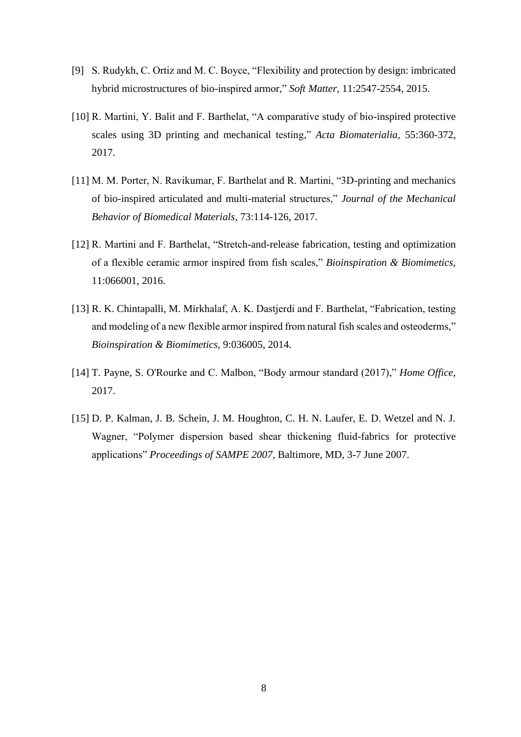[9] S. Rudykh, C. Ortiz and M. C. Boyce, "Flexibility and protection by design: imbricated hybrid microstructures of bio-inspired armor," *Soft Matter*, 11:2547-2554, 2015.

[10] R. Martini, Y. Balit and F. Barthelat, "A comparative study of bio-inspired protective scales using 3D printing and mechanical testing," *Acta Biomaterialia*, 55:360-372, 2017.

[11] M. M. Porter, N. Ravikumar, F. Barthelat and R. Martini, "3D-printing and mechanics of bio-inspired articulated and multi-material structures," *Journal of the Mechanical Behavior of Biomedical Materials*, 73:114-126, 2017.

[12] R. Martini and F. Barthelat, "Stretch-and-release fabrication, testing and optimization of a flexible ceramic armor inspired from fish scales," *Bioinspiration & Biomimetics*, 11:066001, 2016.

[13] R. K. Chintapalli, M. Mirkhalaf, A. K. Dastjerdi and F. Barthelat, "Fabrication, testing and modeling of a new flexible armor inspired from natural fish scales and osteoderms," *Bioinspiration & Biomimetics*, 9:036005, 2014.

[14] T. Payne, S. O'Rourke and C. Malbon, "Body armour standard (2017)," *Home Office*, 2017.

[15] D. P. Kalman, J. B. Schein, J. M. Houghton, C. H. N. Laufer, E. D. Wetzel and N. J. Wagner, "Polymer dispersion based shear thickening fluid-fabrics for protective applications" *Proceedings of SAMPE 2007*, Baltimore, MD, 3-7 June 2007.